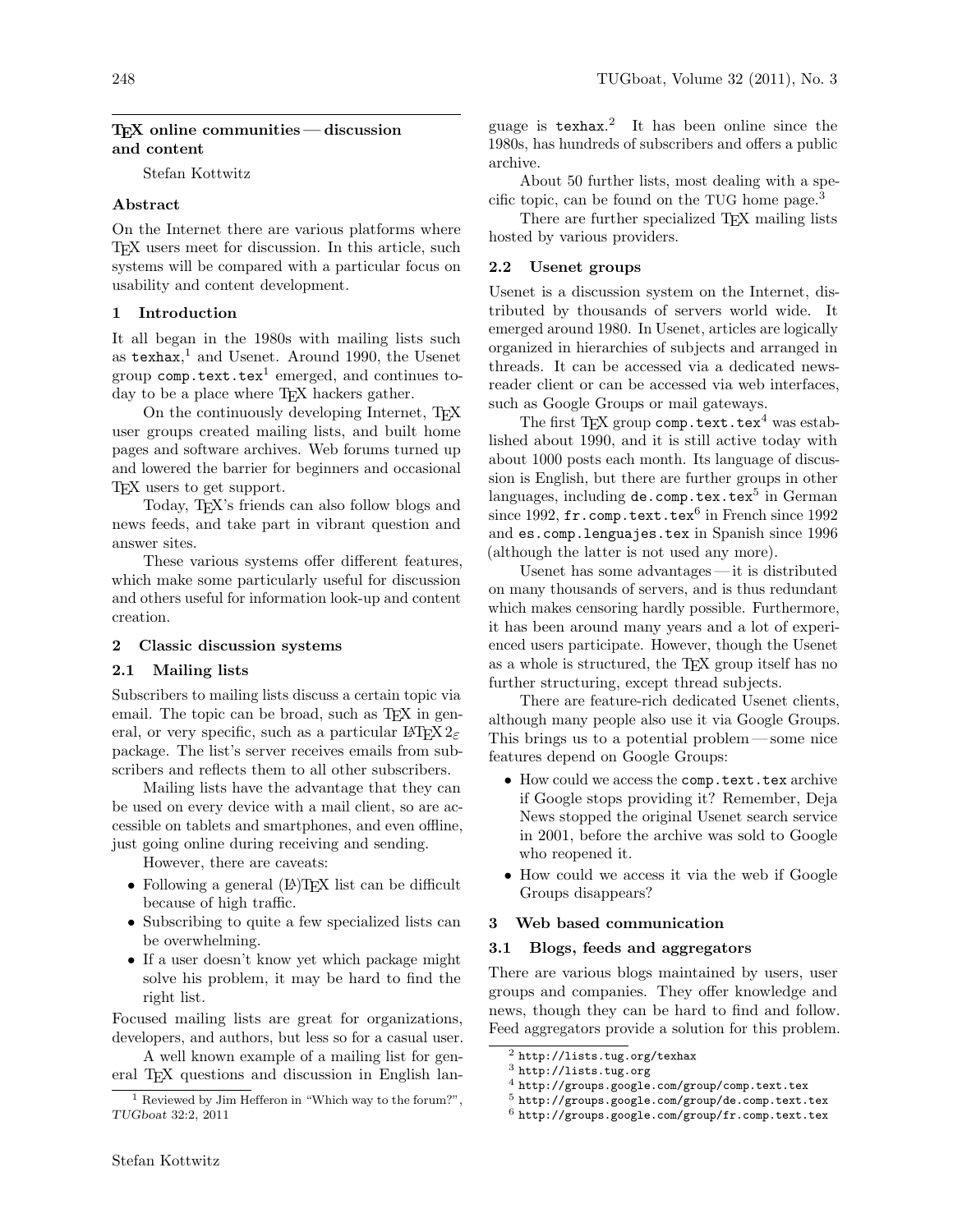# TeX online communities — discussion and content

Stefan Kottwitz

## Abstract

On the Internet there are various platforms where TeX users meet for discussion. In this article, such systems will be compared with a particular focus on usability and content development.

## 1 Introduction

It all began in the 1980s with mailing lists such as `texhax`,[1] and Usenet. Around 1990, the Usenet group `comp.text.tex`[1] emerged, and continues today to be a place where TeX hackers gather.

On the continuously developing Internet, TeX user groups created mailing lists, and built home pages and software archives. Web forums turned up and lowered the barrier for beginners and occasional TeX users to get support.

Today, TeX's friends can also follow blogs and news feeds, and take part in vibrant question and answer sites.

These various systems offer different features, which make some particularly useful for discussion and others useful for information look-up and content creation.

## 2 Classic discussion systems

### 2.1 Mailing lists

Subscribers to mailing lists discuss a certain topic via email. The topic can be broad, such as TeX in general, or very specific, such as a particular LaTeX 2ε package. The list's server receives emails from subscribers and reflects them to all other subscribers.

Mailing lists have the advantage that they can be used on every device with a mail client, so are accessible on tablets and smartphones, and even offline, just going online during receiving and sending.

However, there are caveats:

- Following a general (La)TeX list can be difficult because of high traffic.
- Subscribing to quite a few specialized lists can be overwhelming.
- If a user doesn't know yet which package might solve his problem, it may be hard to find the right list.

Focused mailing lists are great for organizations, developers, and authors, but less so for a casual user.

A well known example of a mailing list for general TeX questions and discussion in English language is `texhax`.[2] It has been online since the 1980s, has hundreds of subscribers and offers a public archive.

About 50 further lists, most dealing with a specific topic, can be found on the TUG home page.[3]

There are further specialized TeX mailing lists hosted by various providers.

### 2.2 Usenet groups

Usenet is a discussion system on the Internet, distributed by thousands of servers world wide. It emerged around 1980. In Usenet, articles are logically organized in hierarchies of subjects and arranged in threads. It can be accessed via a dedicated newsreader client or can be accessed via web interfaces, such as Google Groups or mail gateways.

The first TeX group `comp.text.tex`[4] was established about 1990, and it is still active today with about 1000 posts each month. Its language of discussion is English, but there are further groups in other languages, including `de.comp.tex.tex`[5] in German since 1992, `fr.comp.text.tex`[6] in French since 1992 and `es.comp.lenguajes.tex` in Spanish since 1996 (although the latter is not used any more).

Usenet has some advantages — it is distributed on many thousands of servers, and is thus redundant which makes censoring hardly possible. Furthermore, it has been around many years and a lot of experienced users participate. However, though the Usenet as a whole is structured, the TeX group itself has no further structuring, except thread subjects.

There are feature-rich dedicated Usenet clients, although many people also use it via Google Groups. This brings us to a potential problem — some nice features depend on Google Groups:

- How could we access the `comp.text.tex` archive if Google stops providing it? Remember, Deja News stopped the original Usenet search service in 2001, before the archive was sold to Google who reopened it.
- How could we access it via the web if Google Groups disappears?

## 3 Web based communication

### 3.1 Blogs, feeds and aggregators

There are various blogs maintained by users, user groups and companies. They offer knowledge and news, though they can be hard to find and follow. Feed aggregators provide a solution for this problem.

---

[1] Reviewed by Jim Hefferon in "Which way to the forum?", *TUGboat* 32:2, 2011

[2] `http://lists.tug.org/texhax`

[3] `http://lists.tug.org`

[4] `http://groups.google.com/group/comp.text.tex`

[5] `http://groups.google.com/group/de.comp.text.tex`

[6] `http://groups.google.com/group/fr.comp.text.tex`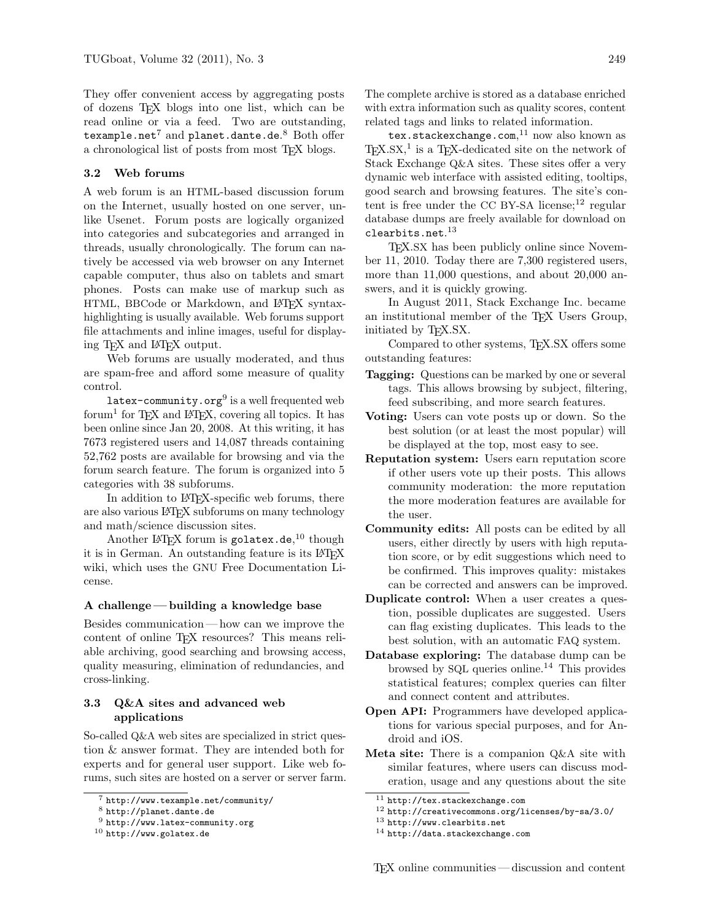They offer convenient access by aggregating posts of dozens TeX blogs into one list, which can be read online or via a feed. Two are outstanding, `texample.net`[7] and `planet.dante.de`.[8] Both offer a chronological list of posts from most TeX blogs.

### 3.2 Web forums

A web forum is an HTML-based discussion forum on the Internet, usually hosted on one server, unlike Usenet. Forum posts are logically organized into categories and subcategories and arranged in threads, usually chronologically. The forum can natively be accessed via web browser on any Internet capable computer, thus also on tablets and smart phones. Posts can make use of markup such as HTML, BBCode or Markdown, and LaTeX syntax-highlighting is usually available. Web forums support file attachments and inline images, useful for displaying TeX and LaTeX output.

Web forums are usually moderated, and thus are spam-free and afford some measure of quality control.

`latex-community.org`[9] is a well frequented web forum[1] for TeX and LaTeX, covering all topics. It has been online since Jan 20, 2008. At this writing, it has 7673 registered users and 14,087 threads containing 52,762 posts are available for browsing and via the forum search feature. The forum is organized into 5 categories with 38 subforums.

In addition to LaTeX-specific web forums, there are also various LaTeX subforums on many technology and math/science discussion sites.

Another LaTeX forum is `golatex.de`,[10] though it is in German. An outstanding feature is its LaTeX wiki, which uses the GNU Free Documentation License.

#### A challenge — building a knowledge base

Besides communication — how can we improve the content of online TeX resources? This means reliable archiving, good searching and browsing access, quality measuring, elimination of redundancies, and cross-linking.

### 3.3 Q&A sites and advanced web applications

So-called Q&A web sites are specialized in strict question & answer format. They are intended both for experts and for general user support. Like web forums, such sites are hosted on a server or server farm. The complete archive is stored as a database enriched with extra information such as quality scores, content related tags and links to related information.

`tex.stackexchange.com`,[11] now also known as TeX.SX,[1] is a TeX-dedicated site on the network of Stack Exchange Q&A sites. These sites offer a very dynamic web interface with assisted editing, tooltips, good search and browsing features. The site's content is free under the CC BY-SA license;[12] regular database dumps are freely available for download on `clearbits.net`.[13]

TeX.SX has been publicly online since November 11, 2010. Today there are 7,300 registered users, more than 11,000 questions, and about 20,000 answers, and it is quickly growing.

In August 2011, Stack Exchange Inc. became an institutional member of the TeX Users Group, initiated by TeX.SX.

Compared to other systems, TeX.SX offers some outstanding features:

- **Tagging:** Questions can be marked by one or several tags. This allows browsing by subject, filtering, feed subscribing, and more search features.
- **Voting:** Users can vote posts up or down. So the best solution (or at least the most popular) will be displayed at the top, most easy to see.
- **Reputation system:** Users earn reputation score if other users vote up their posts. This allows community moderation: the more reputation the more moderation features are available for the user.
- **Community edits:** All posts can be edited by all users, either directly by users with high reputation score, or by edit suggestions which need to be confirmed. This improves quality: mistakes can be corrected and answers can be improved.
- **Duplicate control:** When a user creates a question, possible duplicates are suggested. Users can flag existing duplicates. This leads to the best solution, with an automatic FAQ system.
- **Database exploring:** The database dump can be browsed by SQL queries online.[14] This provides statistical features; complex queries can filter and connect content and attributes.
- **Open API:** Programmers have developed applications for various special purposes, and for Android and iOS.
- **Meta site:** There is a companion Q&A site with similar features, where users can discuss moderation, usage and any questions about the site

---

[7] `http://www.texample.net/community/`

[8] `http://planet.dante.de`

[9] `http://www.latex-community.org`

[10] `http://www.golatex.de`

[11] `http://tex.stackexchange.com`

[12] `http://creativecommons.org/licenses/by-sa/3.0/`

[13] `http://www.clearbits.net`

[14] `http://data.stackexchange.com`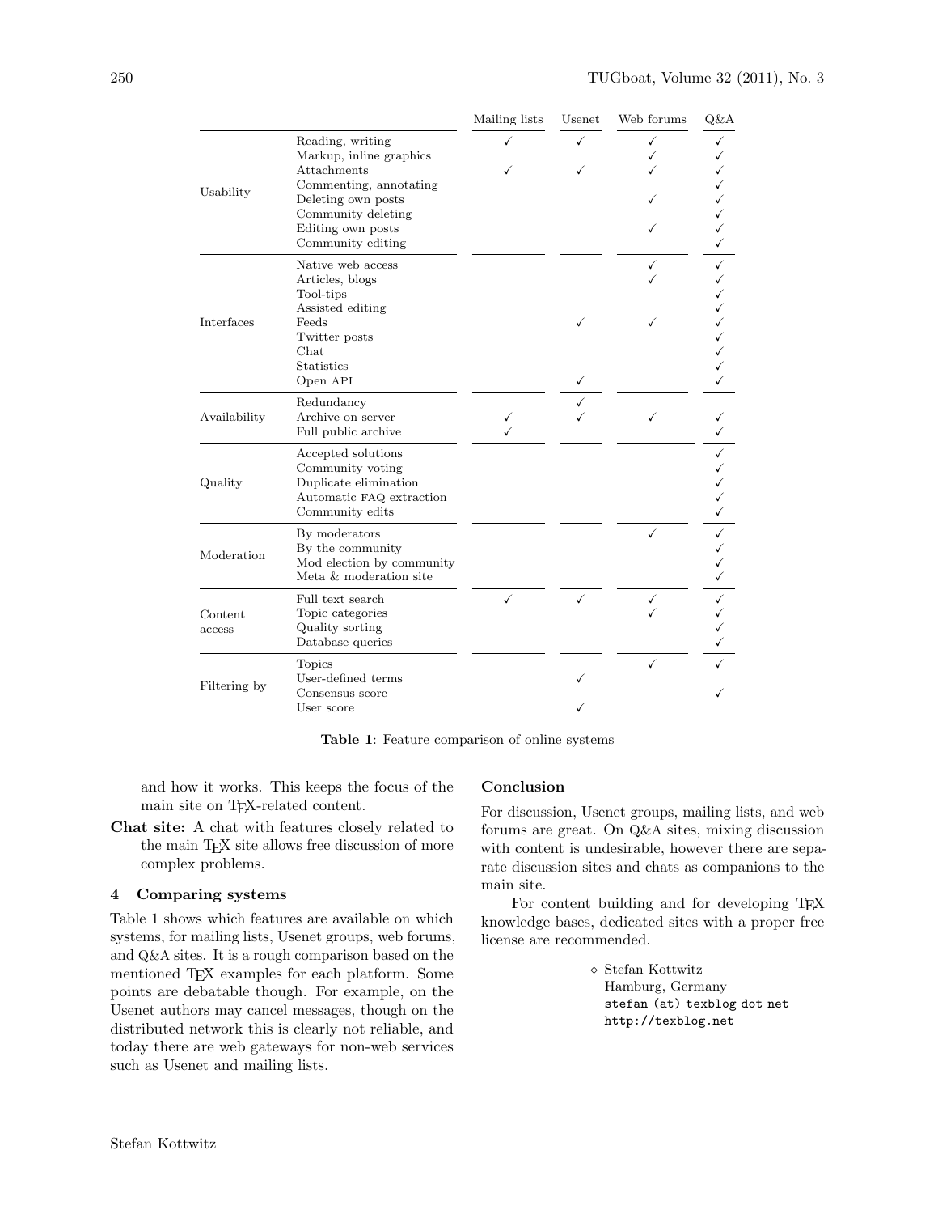| | | Mailing lists | Usenet | Web forums | Q&A |
|---|---|---|---|---|---|
| Usability | Reading, writing | ✓ | ✓ | ✓ | ✓ |
| | Markup, inline graphics | | | ✓ | ✓ |
| | Attachments | ✓ | ✓ | ✓ | ✓ |
| | Commenting, annotating | | | | ✓ |
| | Deleting own posts | | | ✓ | ✓ |
| | Community deleting | | | | ✓ |
| | Editing own posts | | | ✓ | ✓ |
| | Community editing | | | | ✓ |
| Interfaces | Native web access | | | ✓ | ✓ |
| | Articles, blogs | | | ✓ | ✓ |
| | Tool-tips | | | | ✓ |
| | Assisted editing | | | | ✓ |
| | Feeds | | ✓ | ✓ | ✓ |
| | Twitter posts | | | | ✓ |
| | Chat | | | | ✓ |
| | Statistics | | | | ✓ |
| | Open API | | ✓ | | ✓ |
| Availability | Redundancy | | ✓ | | |
| | Archive on server | ✓ | ✓ | ✓ | ✓ |
| | Full public archive | ✓ | | | ✓ |
| Quality | Accepted solutions | | | | ✓ |
| | Community voting | | | | ✓ |
| | Duplicate elimination | | | | ✓ |
| | Automatic FAQ extraction | | | | ✓ |
| | Community edits | | | | ✓ |
| Moderation | By moderators | | | ✓ | ✓ |
| | By the community | | | | ✓ |
| | Mod election by community | | | | ✓ |
| | Meta & moderation site | | | | ✓ |
| Content access | Full text search | ✓ | ✓ | ✓ | ✓ |
| | Topic categories | | | ✓ | ✓ |
| | Quality sorting | | | | ✓ |
| | Database queries | | | | ✓ |
| Filtering by | Topics | | | ✓ | ✓ |
| | User-defined terms | | ✓ | | |
| | Consensus score | | | | ✓ |
| | User score | | ✓ | | |

**Table 1**: Feature comparison of online systems

and how it works. This keeps the focus of the main site on TeX-related content.

**Chat site:** A chat with features closely related to the main TeX site allows free discussion of more complex problems.

## 4 Comparing systems

Table 1 shows which features are available on which systems, for mailing lists, Usenet groups, web forums, and Q&A sites. It is a rough comparison based on the mentioned TeX examples for each platform. Some points are debatable though. For example, on the Usenet authors may cancel messages, though on the distributed network this is clearly not reliable, and today there are web gateways for non-web services such as Usenet and mailing lists.

## Conclusion

For discussion, Usenet groups, mailing lists, and web forums are great. On Q&A sites, mixing discussion with content is undesirable, however there are separate discussion sites and chats as companions to the main site.

For content building and for developing TeX knowledge bases, dedicated sites with a proper free license are recommended.

◇ Stefan Kottwitz
Hamburg, Germany
`stefan (at) texblog dot net`
`http://texblog.net`